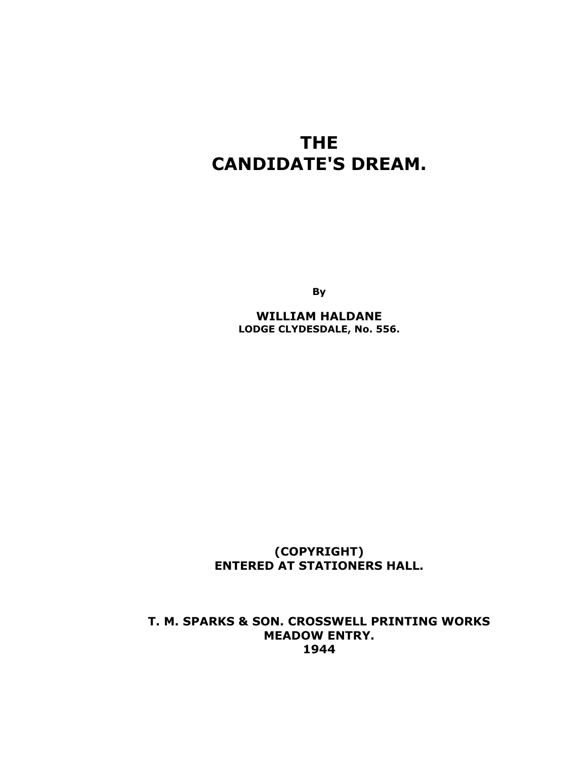# THE CANDIDATE'S DREAM.

**By**

**WILLIAM HALDANE**
**LODGE CLYDESDALE, No. 556.**

**(COPYRIGHT)**
**ENTERED AT STATIONERS HALL.**

**T. M. SPARKS & SON. CROSSWELL PRINTING WORKS**
**MEADOW ENTRY.**
**1944**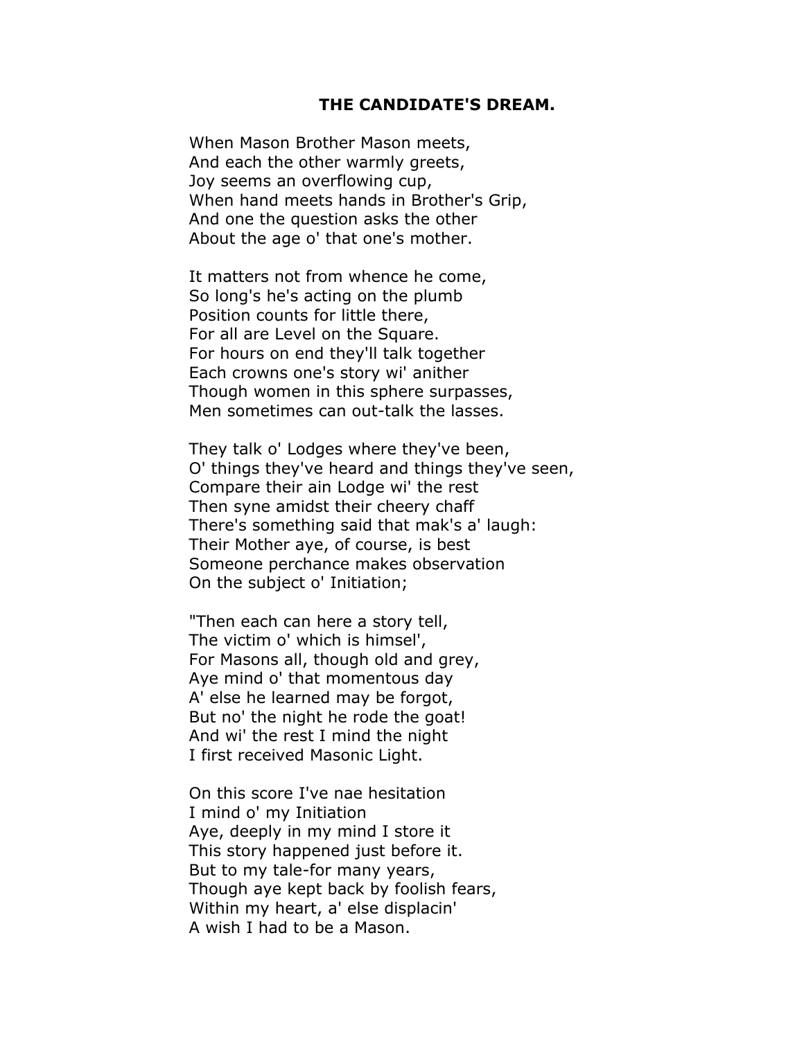**THE CANDIDATE'S DREAM.**

When Mason Brother Mason meets,  
And each the other warmly greets,  
Joy seems an overflowing cup,  
When hand meets hands in Brother's Grip,  
And one the question asks the other  
About the age o' that one's mother.

It matters not from whence he come,  
So long's he's acting on the plumb  
Position counts for little there,  
For all are Level on the Square.  
For hours on end they'll talk together  
Each crowns one's story wi' anither  
Though women in this sphere surpasses,  
Men sometimes can out-talk the lasses.

They talk o' Lodges where they've been,  
O' things they've heard and things they've seen,  
Compare their ain Lodge wi' the rest  
Then syne amidst their cheery chaff  
There's something said that mak's a' laugh:  
Their Mother aye, of course, is best  
Someone perchance makes observation  
On the subject o' Initiation;

"Then each can here a story tell,  
The victim o' which is himsel',  
For Masons all, though old and grey,  
Aye mind o' that momentous day  
A' else he learned may be forgot,  
But no' the night he rode the goat!  
And wi' the rest I mind the night  
I first received Masonic Light.

On this score I've nae hesitation  
I mind o' my Initiation  
Aye, deeply in my mind I store it  
This story happened just before it.  
But to my tale-for many years,  
Though aye kept back by foolish fears,  
Within my heart, a' else displacin'  
A wish I had to be a Mason.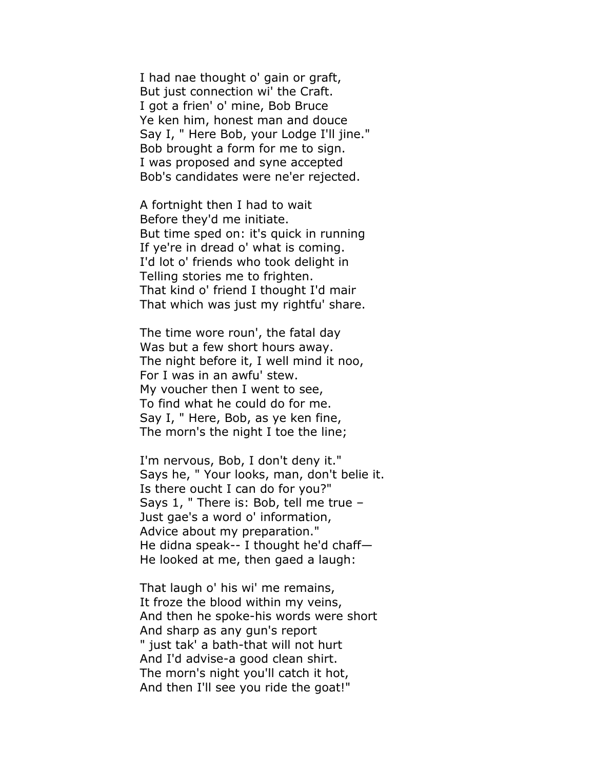I had nae thought o' gain or graft,
But just connection wi' the Craft.
I got a frien' o' mine, Bob Bruce
Ye ken him, honest man and douce
Say I, " Here Bob, your Lodge I'll jine."
Bob brought a form for me to sign.
I was proposed and syne accepted
Bob's candidates were ne'er rejected.

A fortnight then I had to wait
Before they'd me initiate.
But time sped on: it's quick in running
If ye're in dread o' what is coming.
I'd lot o' friends who took delight in
Telling stories me to frighten.
That kind o' friend I thought I'd mair
That which was just my rightfu' share.

The time wore roun', the fatal day
Was but a few short hours away.
The night before it, I well mind it noo,
For I was in an awfu' stew.
My voucher then I went to see,
To find what he could do for me.
Say I, " Here, Bob, as ye ken fine,
The morn's the night I toe the line;

I'm nervous, Bob, I don't deny it."
Says he, " Your looks, man, don't belie it.
Is there oucht I can do for you?"
Says 1, " There is: Bob, tell me true –
Just gae's a word o' information,
Advice about my preparation."
He didna speak-- I thought he'd chaff—
He looked at me, then gaed a laugh:

That laugh o' his wi' me remains,
It froze the blood within my veins,
And then he spoke-his words were short
And sharp as any gun's report
" just tak' a bath-that will not hurt
And I'd advise-a good clean shirt.
The morn's night you'll catch it hot,
And then I'll see you ride the goat!"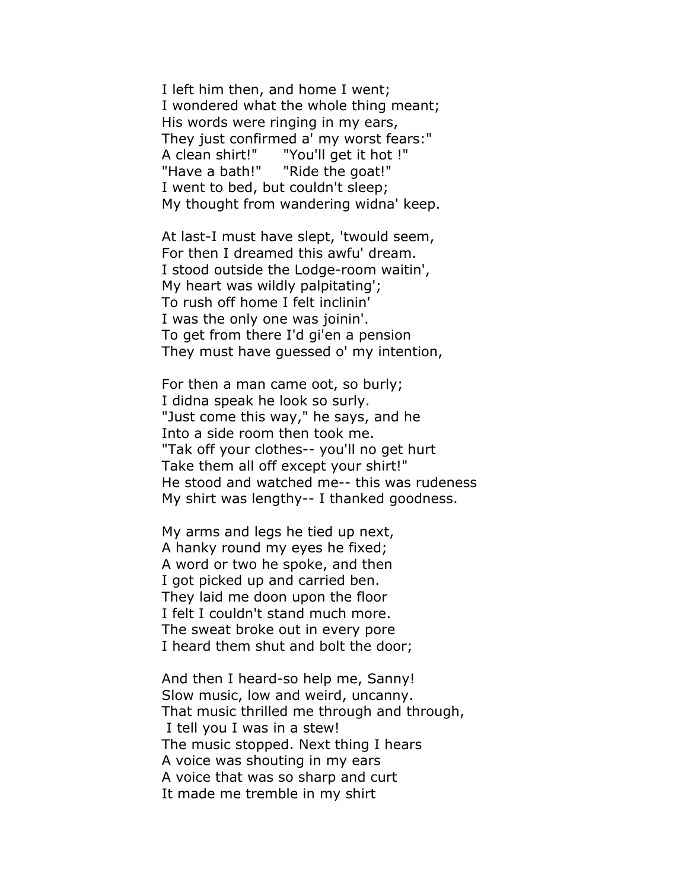I left him then, and home I went;
I wondered what the whole thing meant;
His words were ringing in my ears,
They just confirmed a' my worst fears:"
A clean shirt!"      "You'll get it hot !"
"Have a bath!"     "Ride the goat!"
I went to bed, but couldn't sleep;
My thought from wandering widna' keep.

At last-I must have slept, 'twould seem,
For then I dreamed this awfu' dream.
I stood outside the Lodge-room waitin',
My heart was wildly palpitating';
To rush off home I felt inclinin'
I was the only one was joinin'.
To get from there I'd gi'en a pension
They must have guessed o' my intention,

For then a man came oot, so burly;
I didna speak he look so surly.
"Just come this way," he says, and he
Into a side room then took me.
"Tak off your clothes-- you'll no get hurt
Take them all off except your shirt!"
He stood and watched me-- this was rudeness
My shirt was lengthy-- I thanked goodness.

My arms and legs he tied up next,
A hanky round my eyes he fixed;
A word or two he spoke, and then
I got picked up and carried ben.
They laid me doon upon the floor
I felt I couldn't stand much more.
The sweat broke out in every pore
I heard them shut and bolt the door;

And then I heard-so help me, Sanny!
Slow music, low and weird, uncanny.
That music thrilled me through and through,
I tell you I was in a stew!
The music stopped. Next thing I hears
A voice was shouting in my ears
A voice that was so sharp and curt
It made me tremble in my shirt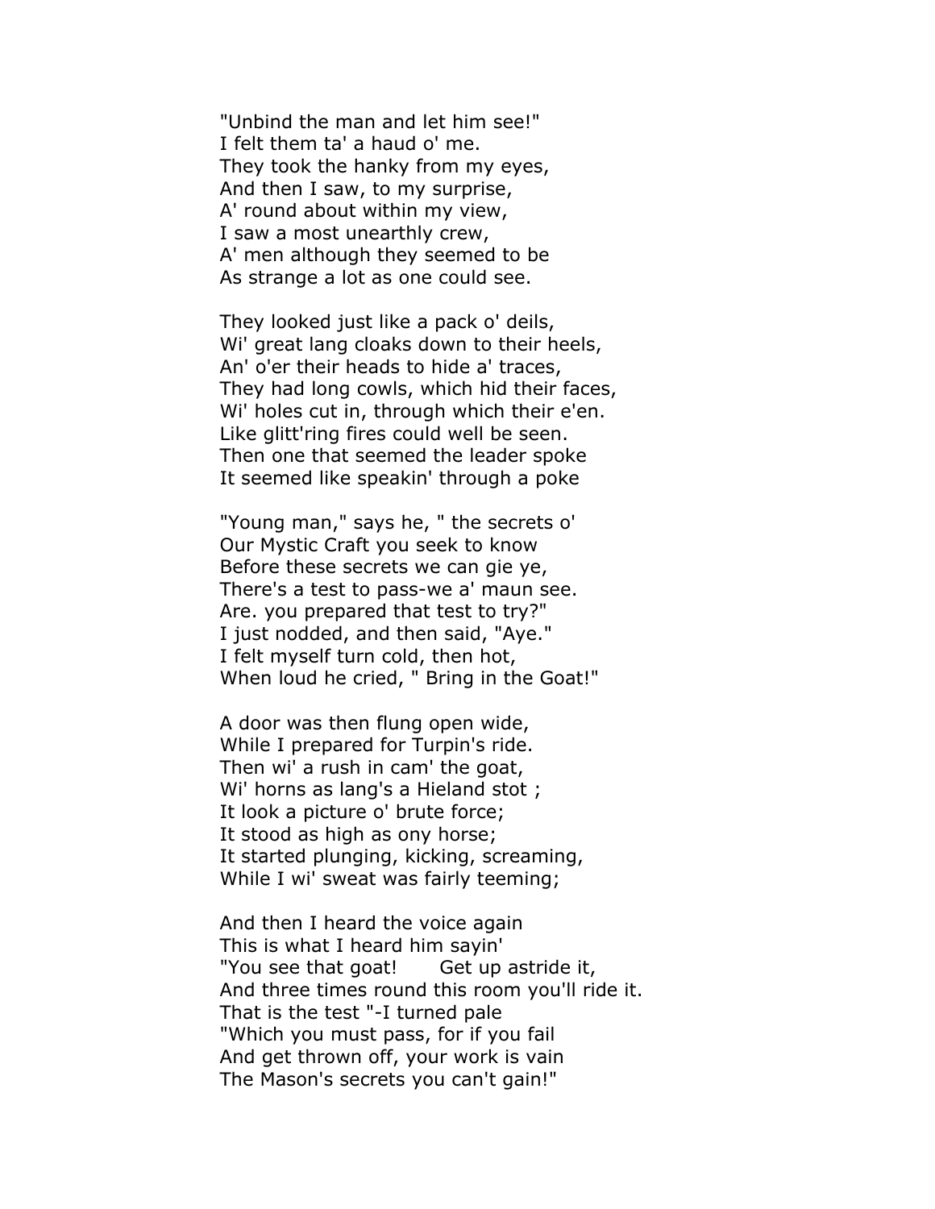"Unbind the man and let him see!"
I felt them ta' a haud o' me.
They took the hanky from my eyes,
And then I saw, to my surprise,
A' round about within my view,
I saw a most unearthly crew,
A' men although they seemed to be
As strange a lot as one could see.

They looked just like a pack o' deils,
Wi' great lang cloaks down to their heels,
An' o'er their heads to hide a' traces,
They had long cowls, which hid their faces,
Wi' holes cut in, through which their e'en.
Like glitt'ring fires could well be seen.
Then one that seemed the leader spoke
It seemed like speakin' through a poke

"Young man," says he, " the secrets o'
Our Mystic Craft you seek to know
Before these secrets we can gie ye,
There's a test to pass-we a' maun see.
Are. you prepared that test to try?"
I just nodded, and then said, "Aye."
I felt myself turn cold, then hot,
When loud he cried, " Bring in the Goat!"

A door was then flung open wide,
While I prepared for Turpin's ride.
Then wi' a rush in cam' the goat,
Wi' horns as lang's a Hieland stot ;
It look a picture o' brute force;
It stood as high as ony horse;
It started plunging, kicking, screaming,
While I wi' sweat was fairly teeming;

And then I heard the voice again
This is what I heard him sayin'
"You see that goat! Get up astride it,
And three times round this room you'll ride it.
That is the test "-I turned pale
"Which you must pass, for if you fail
And get thrown off, your work is vain
The Mason's secrets you can't gain!"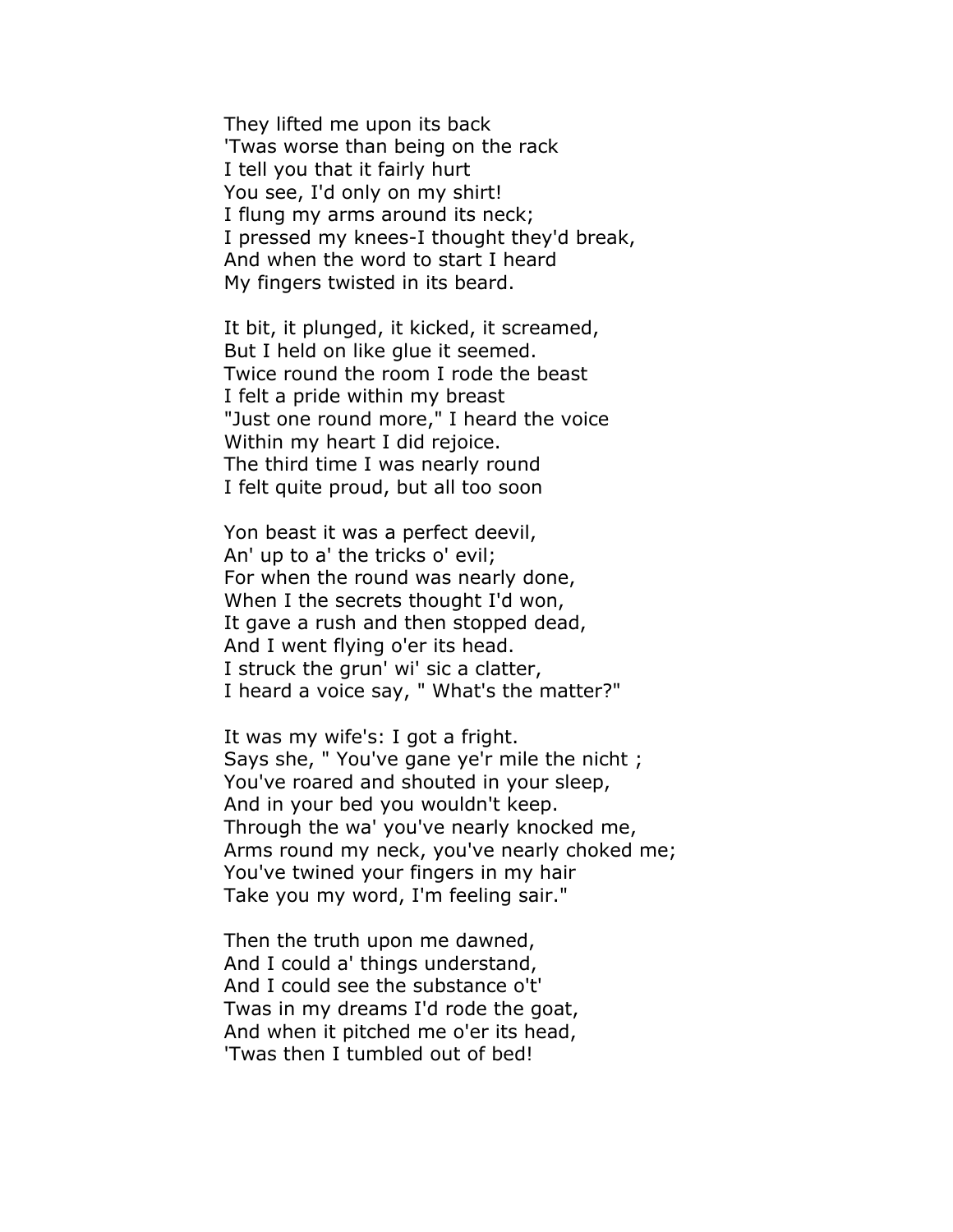They lifted me upon its back
'Twas worse than being on the rack
I tell you that it fairly hurt
You see, I'd only on my shirt!
I flung my arms around its neck;
I pressed my knees-I thought they'd break,
And when the word to start I heard
My fingers twisted in its beard.

It bit, it plunged, it kicked, it screamed,
But I held on like glue it seemed.
Twice round the room I rode the beast
I felt a pride within my breast
"Just one round more," I heard the voice
Within my heart I did rejoice.
The third time I was nearly round
I felt quite proud, but all too soon

Yon beast it was a perfect deevil,
An' up to a' the tricks o' evil;
For when the round was nearly done,
When I the secrets thought I'd won,
It gave a rush and then stopped dead,
And I went flying o'er its head.
I struck the grun' wi' sic a clatter,
I heard a voice say, " What's the matter?"

It was my wife's: I got a fright.
Says she, " You've gane ye'r mile the nicht ;
You've roared and shouted in your sleep,
And in your bed you wouldn't keep.
Through the wa' you've nearly knocked me,
Arms round my neck, you've nearly choked me;
You've twined your fingers in my hair
Take you my word, I'm feeling sair."

Then the truth upon me dawned,
And I could a' things understand,
And I could see the substance o't'
Twas in my dreams I'd rode the goat,
And when it pitched me o'er its head,
'Twas then I tumbled out of bed!